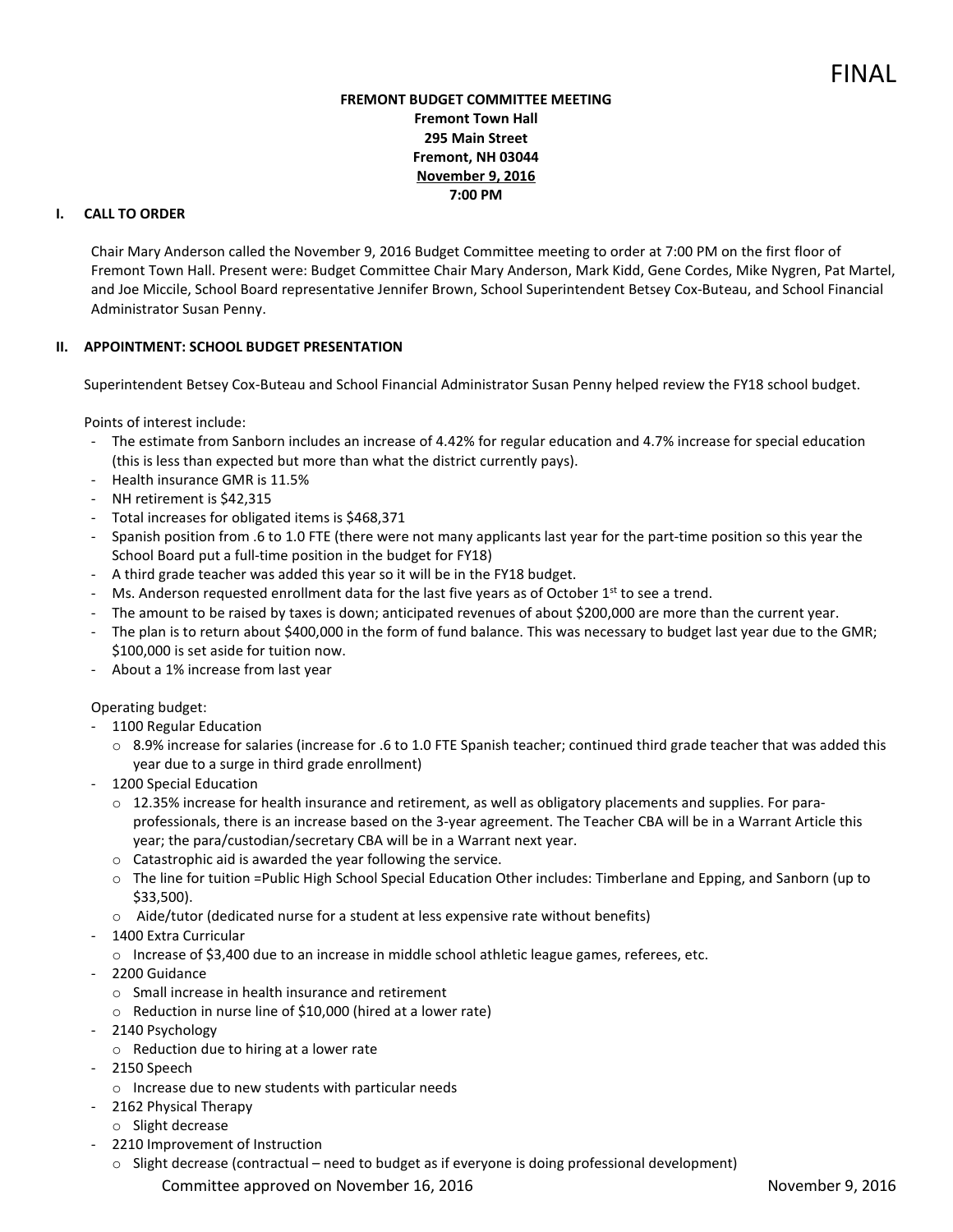FINAL

**FREMONT BUDGET COMMITTEE MEETING**
**Fremont Town Hall**
**295 Main Street**
**Fremont, NH 03044**
**November 9, 2016**
**7:00 PM**

## I. CALL TO ORDER

Chair Mary Anderson called the November 9, 2016 Budget Committee meeting to order at 7:00 PM on the first floor of Fremont Town Hall. Present were: Budget Committee Chair Mary Anderson, Mark Kidd, Gene Cordes, Mike Nygren, Pat Martel, and Joe Miccile, School Board representative Jennifer Brown, School Superintendent Betsey Cox-Buteau, and School Financial Administrator Susan Penny.

## II. APPOINTMENT: SCHOOL BUDGET PRESENTATION

Superintendent Betsey Cox-Buteau and School Financial Administrator Susan Penny helped review the FY18 school budget.

Points of interest include:

- The estimate from Sanborn includes an increase of 4.42% for regular education and 4.7% increase for special education (this is less than expected but more than what the district currently pays).
- Health insurance GMR is 11.5%
- NH retirement is $42,315
- Total increases for obligated items is $468,371
- Spanish position from .6 to 1.0 FTE (there were not many applicants last year for the part-time position so this year the School Board put a full-time position in the budget for FY18)
- A third grade teacher was added this year so it will be in the FY18 budget.
- Ms. Anderson requested enrollment data for the last five years as of October 1st to see a trend.
- The amount to be raised by taxes is down; anticipated revenues of about $200,000 are more than the current year.
- The plan is to return about $400,000 in the form of fund balance. This was necessary to budget last year due to the GMR; $100,000 is set aside for tuition now.
- About a 1% increase from last year

Operating budget:

- 1100 Regular Education
  - 8.9% increase for salaries (increase for .6 to 1.0 FTE Spanish teacher; continued third grade teacher that was added this year due to a surge in third grade enrollment)
- 1200 Special Education
  - 12.35% increase for health insurance and retirement, as well as obligatory placements and supplies. For para-professionals, there is an increase based on the 3-year agreement. The Teacher CBA will be in a Warrant Article this year; the para/custodian/secretary CBA will be in a Warrant next year.
  - Catastrophic aid is awarded the year following the service.
  - The line for tuition =Public High School Special Education Other includes: Timberlane and Epping, and Sanborn (up to $33,500).
  - Aide/tutor (dedicated nurse for a student at less expensive rate without benefits)
- 1400 Extra Curricular
  - Increase of $3,400 due to an increase in middle school athletic league games, referees, etc.
- 2200 Guidance
  - Small increase in health insurance and retirement
  - Reduction in nurse line of $10,000 (hired at a lower rate)
- 2140 Psychology
  - Reduction due to hiring at a lower rate
- 2150 Speech
  - Increase due to new students with particular needs
- 2162 Physical Therapy
  - Slight decrease
- 2210 Improvement of Instruction
  - Slight decrease (contractual – need to budget as if everyone is doing professional development)

Committee approved on November 16, 2016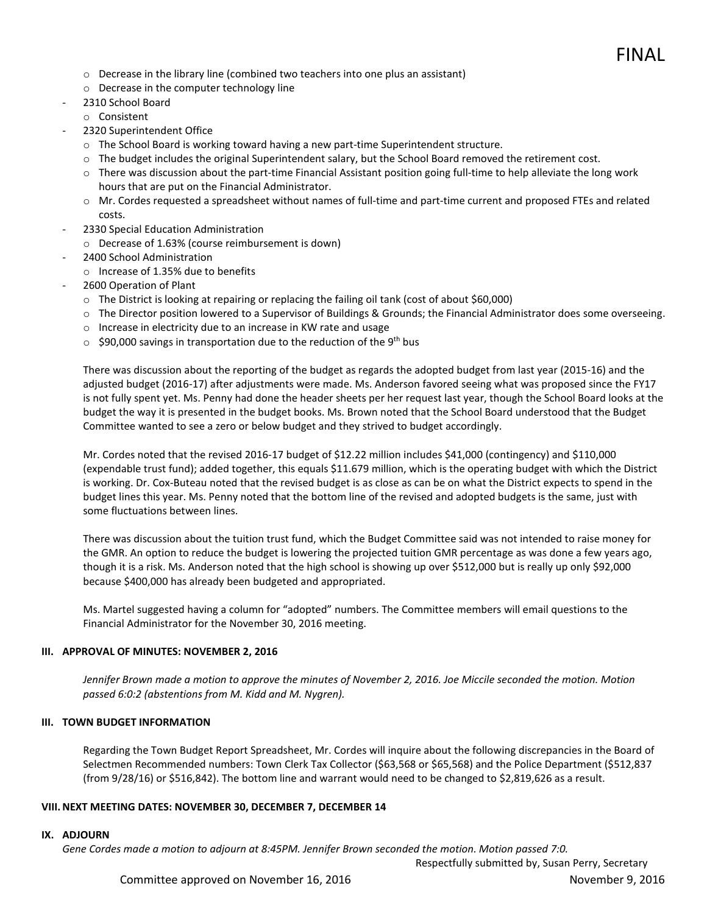FINAL

- Decrease in the library line (combined two teachers into one plus an assistant)
  - Decrease in the computer technology line
- 2310 School Board
  - Consistent
- 2320 Superintendent Office
  - The School Board is working toward having a new part-time Superintendent structure.
  - The budget includes the original Superintendent salary, but the School Board removed the retirement cost.
  - There was discussion about the part-time Financial Assistant position going full-time to help alleviate the long work hours that are put on the Financial Administrator.
  - Mr. Cordes requested a spreadsheet without names of full-time and part-time current and proposed FTEs and related costs.
- 2330 Special Education Administration
  - Decrease of 1.63% (course reimbursement is down)
- 2400 School Administration
  - Increase of 1.35% due to benefits
- 2600 Operation of Plant
  - The District is looking at repairing or replacing the failing oil tank (cost of about $60,000)
  - The Director position lowered to a Supervisor of Buildings & Grounds; the Financial Administrator does some overseeing.
  - Increase in electricity due to an increase in KW rate and usage
  - $90,000 savings in transportation due to the reduction of the 9th bus

There was discussion about the reporting of the budget as regards the adopted budget from last year (2015-16) and the adjusted budget (2016-17) after adjustments were made. Ms. Anderson favored seeing what was proposed since the FY17 is not fully spent yet. Ms. Penny had done the header sheets per her request last year, though the School Board looks at the budget the way it is presented in the budget books. Ms. Brown noted that the School Board understood that the Budget Committee wanted to see a zero or below budget and they strived to budget accordingly.

Mr. Cordes noted that the revised 2016-17 budget of $12.22 million includes $41,000 (contingency) and $110,000 (expendable trust fund); added together, this equals $11.679 million, which is the operating budget with which the District is working. Dr. Cox-Buteau noted that the revised budget is as close as can be on what the District expects to spend in the budget lines this year. Ms. Penny noted that the bottom line of the revised and adopted budgets is the same, just with some fluctuations between lines.

There was discussion about the tuition trust fund, which the Budget Committee said was not intended to raise money for the GMR. An option to reduce the budget is lowering the projected tuition GMR percentage as was done a few years ago, though it is a risk. Ms. Anderson noted that the high school is showing up over $512,000 but is really up only $92,000 because $400,000 has already been budgeted and appropriated.

Ms. Martel suggested having a column for "adopted" numbers. The Committee members will email questions to the Financial Administrator for the November 30, 2016 meeting.

## III. APPROVAL OF MINUTES: NOVEMBER 2, 2016

*Jennifer Brown made a motion to approve the minutes of November 2, 2016. Joe Miccile seconded the motion. Motion passed 6:0:2 (abstentions from M. Kidd and M. Nygren).*

## III. TOWN BUDGET INFORMATION

Regarding the Town Budget Report Spreadsheet, Mr. Cordes will inquire about the following discrepancies in the Board of Selectmen Recommended numbers: Town Clerk Tax Collector ($63,568 or $65,568) and the Police Department ($512,837 (from 9/28/16) or $516,842). The bottom line and warrant would need to be changed to $2,819,626 as a result.

## VIII. NEXT MEETING DATES: NOVEMBER 30, DECEMBER 7, DECEMBER 14

## IX. ADJOURN

*Gene Cordes made a motion to adjourn at 8:45PM. Jennifer Brown seconded the motion. Motion passed 7:0.*

Respectfully submitted by, Susan Perry, Secretary

Committee approved on November 16, 2016

November 9, 2016